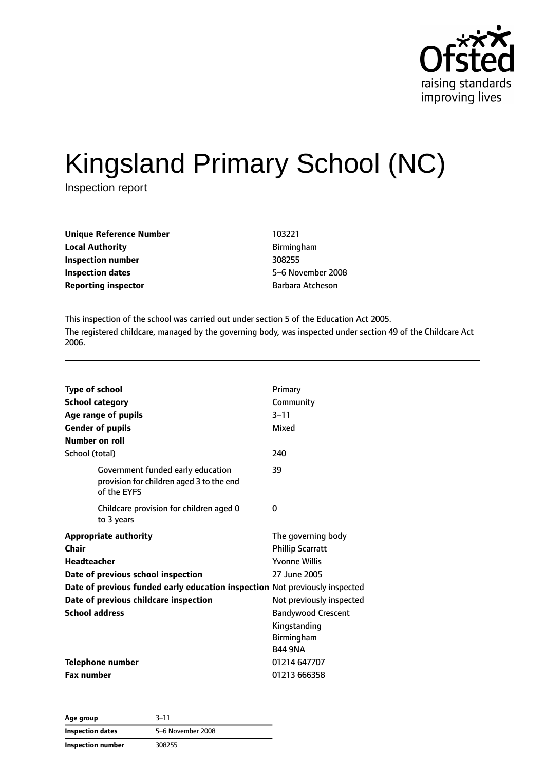# Kingsland Primary School (NC)

Inspection report

| | |
|---|---|
| **Unique Reference Number** | 103221 |
| **Local Authority** | Birmingham |
| **Inspection number** | 308255 |
| **Inspection dates** | 5–6 November 2008 |
| **Reporting inspector** | Barbara Atcheson |

This inspection of the school was carried out under section 5 of the Education Act 2005.

The registered childcare, managed by the governing body, was inspected under section 49 of the Childcare Act 2006.

| | |
|---|---|
| **Type of school** | Primary |
| **School category** | Community |
| **Age range of pupils** | 3–11 |
| **Gender of pupils** | Mixed |
| **Number on roll** | |
| School (total) | 240 |
| Government funded early education provision for children aged 3 to the end of the EYFS | 39 |
| Childcare provision for children aged 0 to 3 years | 0 |
| **Appropriate authority** | The governing body |
| **Chair** | Phillip Scarratt |
| **Headteacher** | Yvonne Willis |
| **Date of previous school inspection** | 27 June 2005 |
| **Date of previous funded early education inspection** | Not previously inspected |
| **Date of previous childcare inspection** | Not previously inspected |
| **School address** | Bandywood Crescent<br>Kingstanding<br>Birmingham<br>B44 9NA |
| **Telephone number** | 01214 647707 |
| **Fax number** | 01213 666358 |

| | |
|---|---|
| **Age group** | 3–11 |
| **Inspection dates** | 5–6 November 2008 |
| **Inspection number** | 308255 |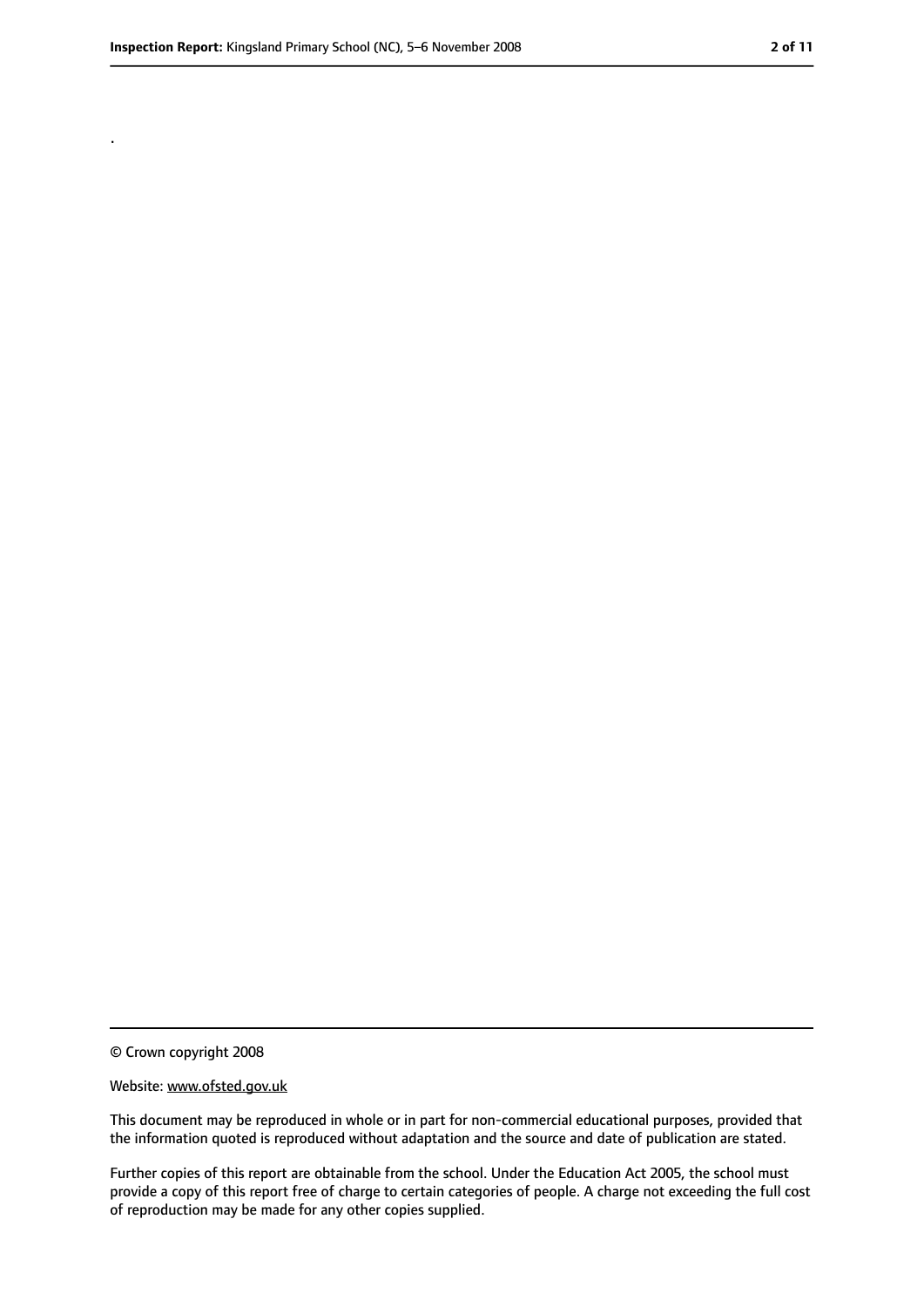.

© Crown copyright 2008

Website: www.ofsted.gov.uk

This document may be reproduced in whole or in part for non-commercial educational purposes, provided that the information quoted is reproduced without adaptation and the source and date of publication are stated.

Further copies of this report are obtainable from the school. Under the Education Act 2005, the school must provide a copy of this report free of charge to certain categories of people. A charge not exceeding the full cost of reproduction may be made for any other copies supplied.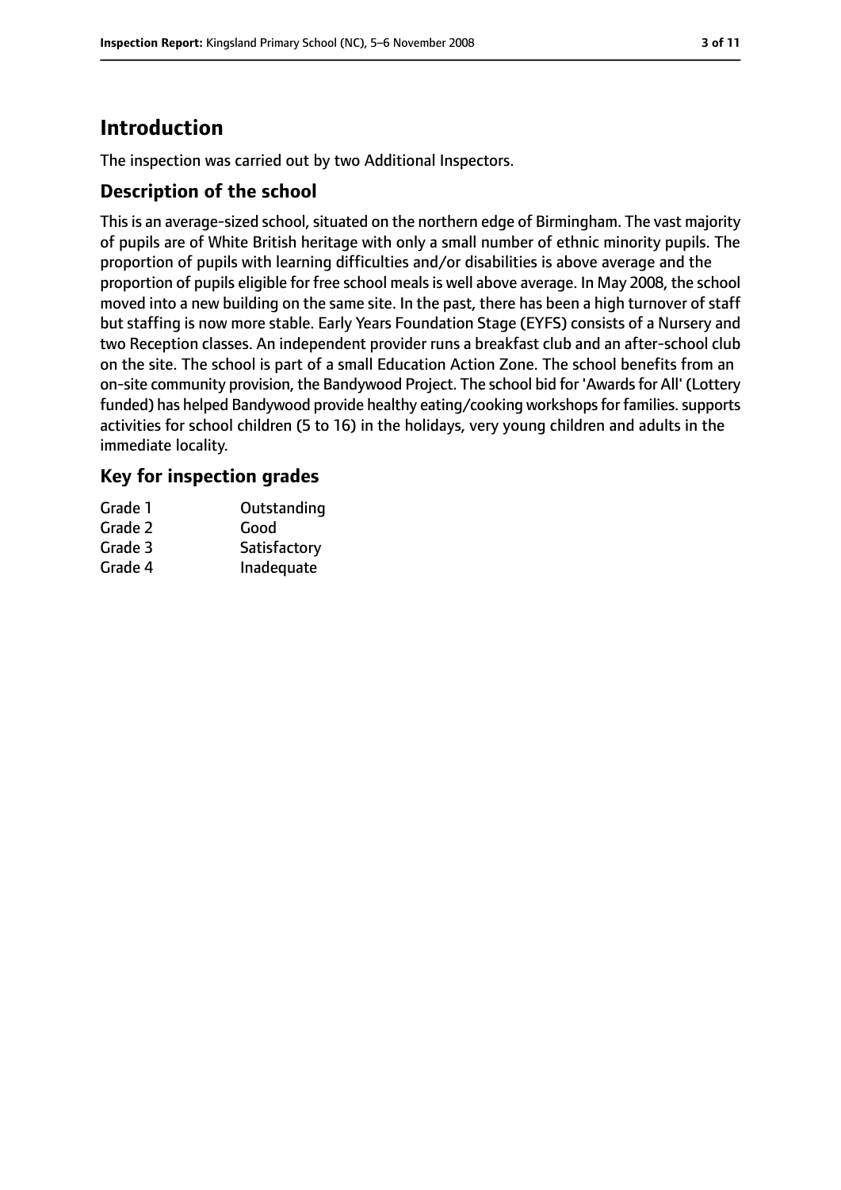## Introduction

The inspection was carried out by two Additional Inspectors.

### Description of the school

This is an average-sized school, situated on the northern edge of Birmingham. The vast majority of pupils are of White British heritage with only a small number of ethnic minority pupils. The proportion of pupils with learning difficulties and/or disabilities is above average and the proportion of pupils eligible for free school meals is well above average. In May 2008, the school moved into a new building on the same site. In the past, there has been a high turnover of staff but staffing is now more stable. Early Years Foundation Stage (EYFS) consists of a Nursery and two Reception classes. An independent provider runs a breakfast club and an after-school club on the site. The school is part of a small Education Action Zone. The school benefits from an on-site community provision, the Bandywood Project. The school bid for 'Awards for All' (Lottery funded) has helped Bandywood provide healthy eating/cooking workshops for families. supports activities for school children (5 to 16) in the holidays, very young children and adults in the immediate locality.

### Key for inspection grades

| | |
|---|---|
| Grade 1 | Outstanding |
| Grade 2 | Good |
| Grade 3 | Satisfactory |
| Grade 4 | Inadequate |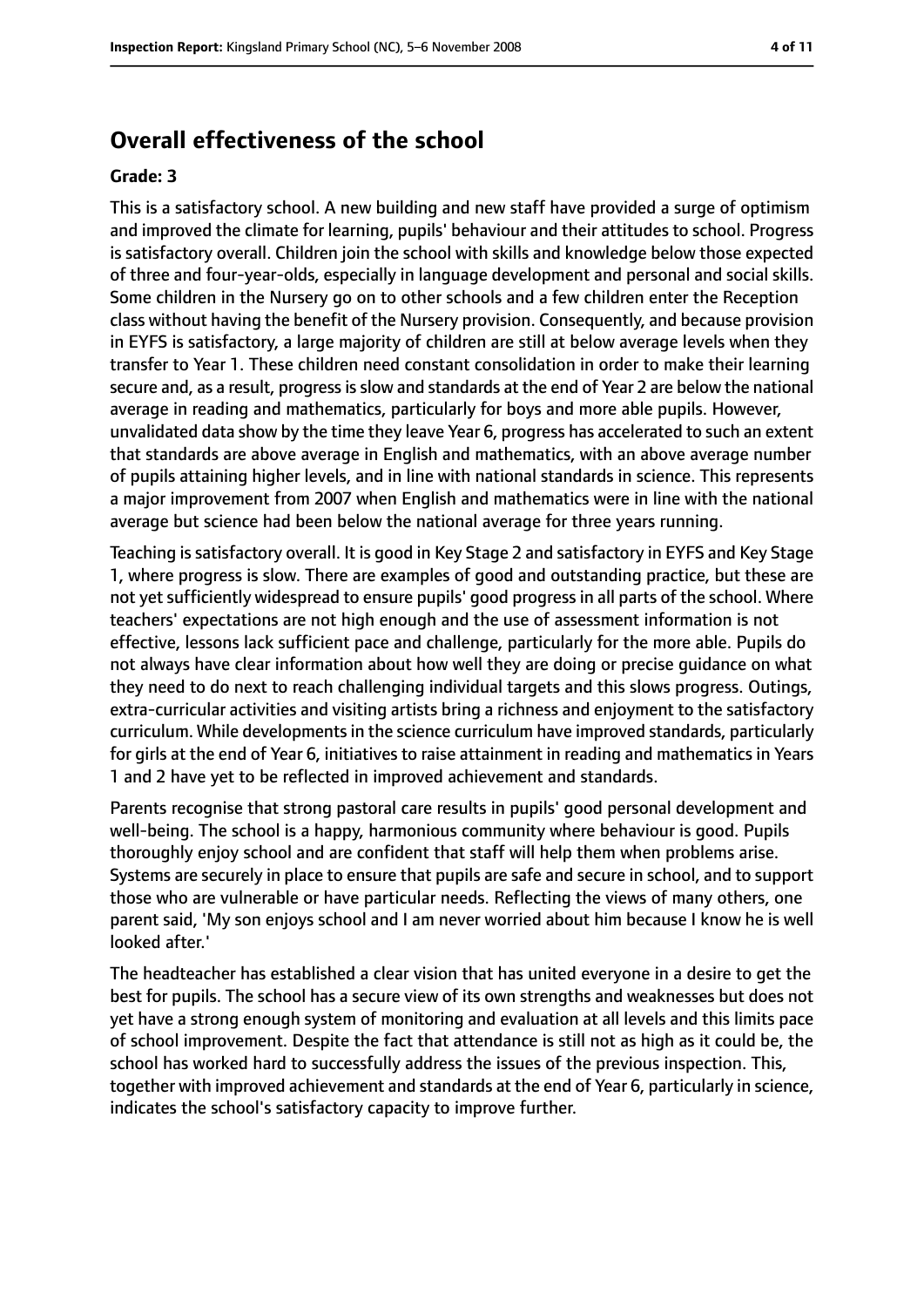## Overall effectiveness of the school

**Grade: 3**

This is a satisfactory school. A new building and new staff have provided a surge of optimism and improved the climate for learning, pupils' behaviour and their attitudes to school. Progress is satisfactory overall. Children join the school with skills and knowledge below those expected of three and four-year-olds, especially in language development and personal and social skills. Some children in the Nursery go on to other schools and a few children enter the Reception class without having the benefit of the Nursery provision. Consequently, and because provision in EYFS is satisfactory, a large majority of children are still at below average levels when they transfer to Year 1. These children need constant consolidation in order to make their learning secure and, as a result, progress is slow and standards at the end of Year 2 are below the national average in reading and mathematics, particularly for boys and more able pupils. However, unvalidated data show by the time they leave Year 6, progress has accelerated to such an extent that standards are above average in English and mathematics, with an above average number of pupils attaining higher levels, and in line with national standards in science. This represents a major improvement from 2007 when English and mathematics were in line with the national average but science had been below the national average for three years running.

Teaching is satisfactory overall. It is good in Key Stage 2 and satisfactory in EYFS and Key Stage 1, where progress is slow. There are examples of good and outstanding practice, but these are not yet sufficiently widespread to ensure pupils' good progress in all parts of the school. Where teachers' expectations are not high enough and the use of assessment information is not effective, lessons lack sufficient pace and challenge, particularly for the more able. Pupils do not always have clear information about how well they are doing or precise guidance on what they need to do next to reach challenging individual targets and this slows progress. Outings, extra-curricular activities and visiting artists bring a richness and enjoyment to the satisfactory curriculum. While developments in the science curriculum have improved standards, particularly for girls at the end of Year 6, initiatives to raise attainment in reading and mathematics in Years 1 and 2 have yet to be reflected in improved achievement and standards.

Parents recognise that strong pastoral care results in pupils' good personal development and well-being. The school is a happy, harmonious community where behaviour is good. Pupils thoroughly enjoy school and are confident that staff will help them when problems arise. Systems are securely in place to ensure that pupils are safe and secure in school, and to support those who are vulnerable or have particular needs. Reflecting the views of many others, one parent said, 'My son enjoys school and I am never worried about him because I know he is well looked after.'

The headteacher has established a clear vision that has united everyone in a desire to get the best for pupils. The school has a secure view of its own strengths and weaknesses but does not yet have a strong enough system of monitoring and evaluation at all levels and this limits pace of school improvement. Despite the fact that attendance is still not as high as it could be, the school has worked hard to successfully address the issues of the previous inspection. This, together with improved achievement and standards at the end of Year 6, particularly in science, indicates the school's satisfactory capacity to improve further.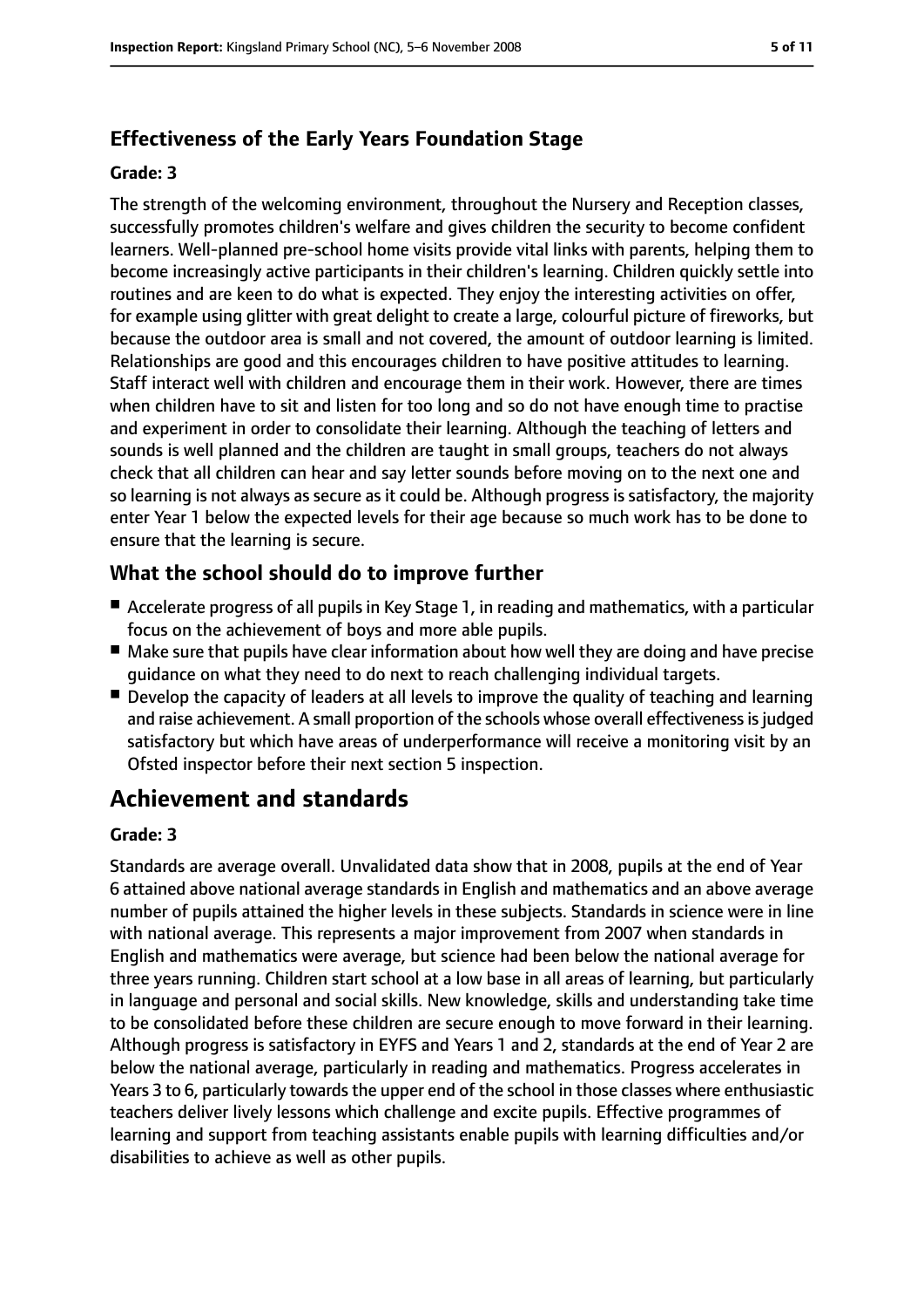### Effectiveness of the Early Years Foundation Stage

**Grade: 3**

The strength of the welcoming environment, throughout the Nursery and Reception classes, successfully promotes children's welfare and gives children the security to become confident learners. Well-planned pre-school home visits provide vital links with parents, helping them to become increasingly active participants in their children's learning. Children quickly settle into routines and are keen to do what is expected. They enjoy the interesting activities on offer, for example using glitter with great delight to create a large, colourful picture of fireworks, but because the outdoor area is small and not covered, the amount of outdoor learning is limited. Relationships are good and this encourages children to have positive attitudes to learning. Staff interact well with children and encourage them in their work. However, there are times when children have to sit and listen for too long and so do not have enough time to practise and experiment in order to consolidate their learning. Although the teaching of letters and sounds is well planned and the children are taught in small groups, teachers do not always check that all children can hear and say letter sounds before moving on to the next one and so learning is not always as secure as it could be. Although progress is satisfactory, the majority enter Year 1 below the expected levels for their age because so much work has to be done to ensure that the learning is secure.

### What the school should do to improve further

- Accelerate progress of all pupils in Key Stage 1, in reading and mathematics, with a particular focus on the achievement of boys and more able pupils.
- Make sure that pupils have clear information about how well they are doing and have precise guidance on what they need to do next to reach challenging individual targets.
- Develop the capacity of leaders at all levels to improve the quality of teaching and learning and raise achievement. A small proportion of the schools whose overall effectiveness is judged satisfactory but which have areas of underperformance will receive a monitoring visit by an Ofsted inspector before their next section 5 inspection.

## Achievement and standards

**Grade: 3**

Standards are average overall. Unvalidated data show that in 2008, pupils at the end of Year 6 attained above national average standards in English and mathematics and an above average number of pupils attained the higher levels in these subjects. Standards in science were in line with national average. This represents a major improvement from 2007 when standards in English and mathematics were average, but science had been below the national average for three years running. Children start school at a low base in all areas of learning, but particularly in language and personal and social skills. New knowledge, skills and understanding take time to be consolidated before these children are secure enough to move forward in their learning. Although progress is satisfactory in EYFS and Years 1 and 2, standards at the end of Year 2 are below the national average, particularly in reading and mathematics. Progress accelerates in Years 3 to 6, particularly towards the upper end of the school in those classes where enthusiastic teachers deliver lively lessons which challenge and excite pupils. Effective programmes of learning and support from teaching assistants enable pupils with learning difficulties and/or disabilities to achieve as well as other pupils.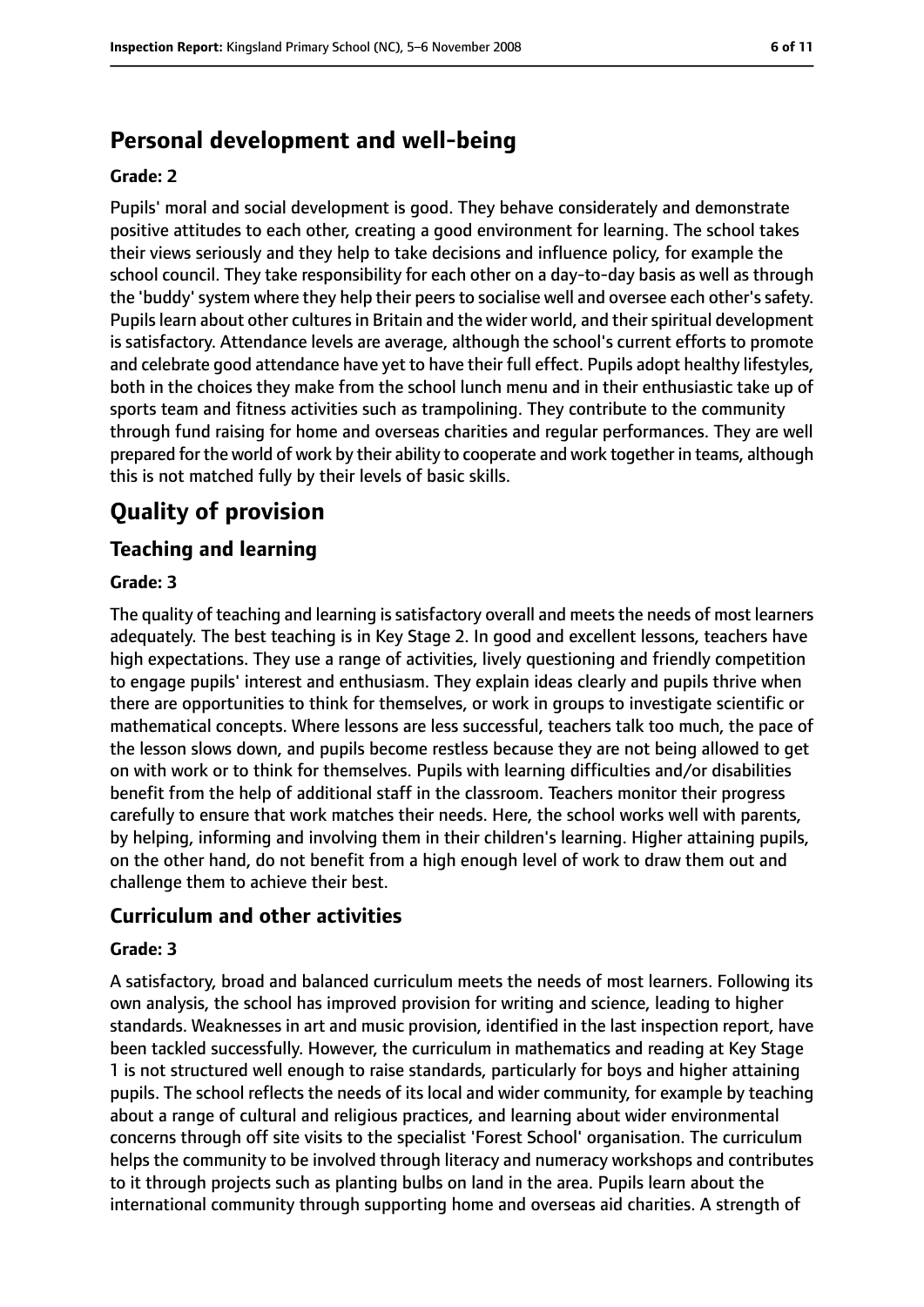## Personal development and well-being

**Grade: 2**

Pupils' moral and social development is good. They behave considerately and demonstrate positive attitudes to each other, creating a good environment for learning. The school takes their views seriously and they help to take decisions and influence policy, for example the school council. They take responsibility for each other on a day-to-day basis as well as through the 'buddy' system where they help their peers to socialise well and oversee each other's safety. Pupils learn about other cultures in Britain and the wider world, and their spiritual development is satisfactory. Attendance levels are average, although the school's current efforts to promote and celebrate good attendance have yet to have their full effect. Pupils adopt healthy lifestyles, both in the choices they make from the school lunch menu and in their enthusiastic take up of sports team and fitness activities such as trampolining. They contribute to the community through fund raising for home and overseas charities and regular performances. They are well prepared for the world of work by their ability to cooperate and work together in teams, although this is not matched fully by their levels of basic skills.

# Quality of provision

## Teaching and learning

**Grade: 3**

The quality of teaching and learning is satisfactory overall and meets the needs of most learners adequately. The best teaching is in Key Stage 2. In good and excellent lessons, teachers have high expectations. They use a range of activities, lively questioning and friendly competition to engage pupils' interest and enthusiasm. They explain ideas clearly and pupils thrive when there are opportunities to think for themselves, or work in groups to investigate scientific or mathematical concepts. Where lessons are less successful, teachers talk too much, the pace of the lesson slows down, and pupils become restless because they are not being allowed to get on with work or to think for themselves. Pupils with learning difficulties and/or disabilities benefit from the help of additional staff in the classroom. Teachers monitor their progress carefully to ensure that work matches their needs. Here, the school works well with parents, by helping, informing and involving them in their children's learning. Higher attaining pupils, on the other hand, do not benefit from a high enough level of work to draw them out and challenge them to achieve their best.

## Curriculum and other activities

**Grade: 3**

A satisfactory, broad and balanced curriculum meets the needs of most learners. Following its own analysis, the school has improved provision for writing and science, leading to higher standards. Weaknesses in art and music provision, identified in the last inspection report, have been tackled successfully. However, the curriculum in mathematics and reading at Key Stage 1 is not structured well enough to raise standards, particularly for boys and higher attaining pupils. The school reflects the needs of its local and wider community, for example by teaching about a range of cultural and religious practices, and learning about wider environmental concerns through off site visits to the specialist 'Forest School' organisation. The curriculum helps the community to be involved through literacy and numeracy workshops and contributes to it through projects such as planting bulbs on land in the area. Pupils learn about the international community through supporting home and overseas aid charities. A strength of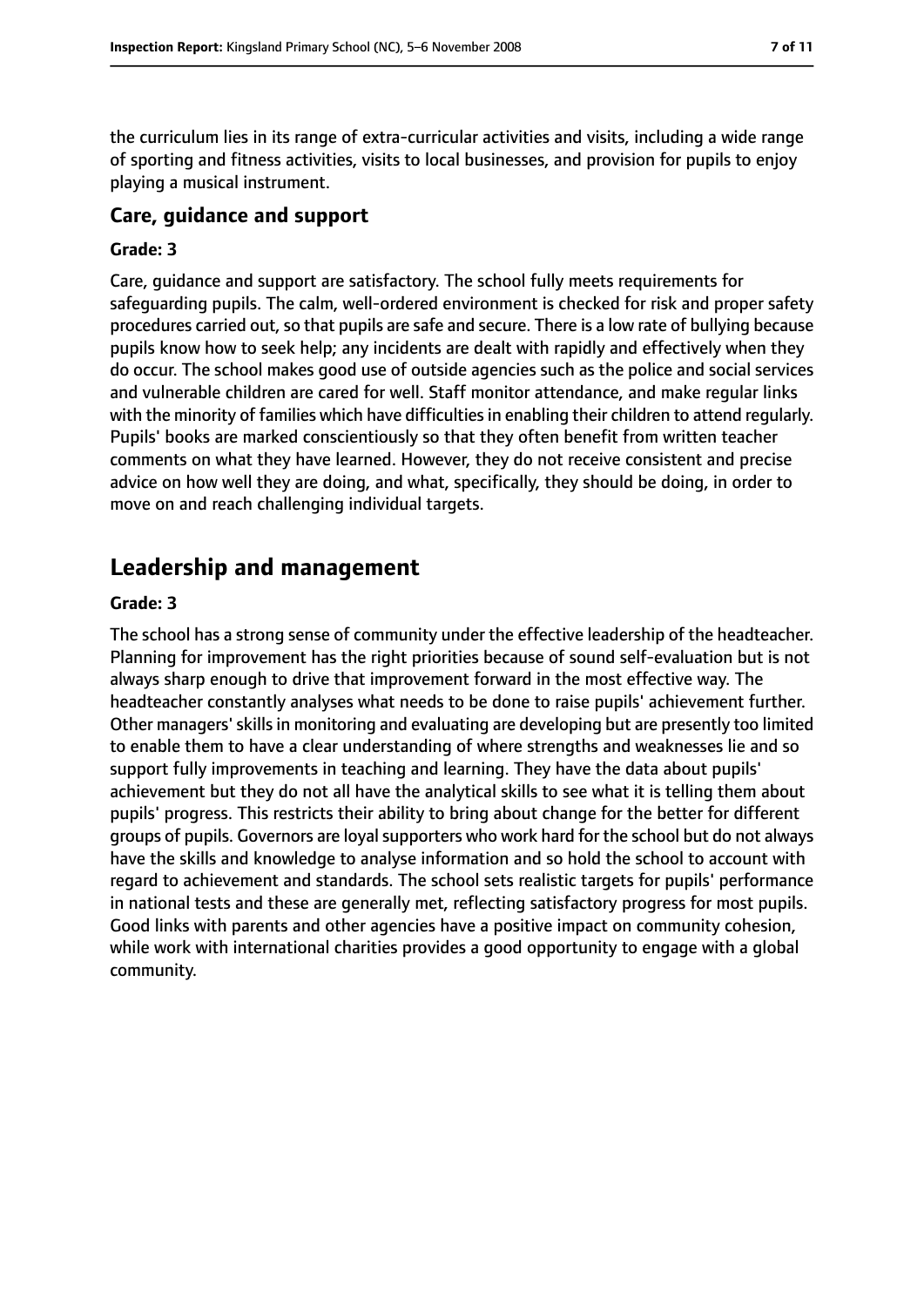the curriculum lies in its range of extra-curricular activities and visits, including a wide range of sporting and fitness activities, visits to local businesses, and provision for pupils to enjoy playing a musical instrument.

### Care, guidance and support

#### Grade: 3

Care, guidance and support are satisfactory. The school fully meets requirements for safeguarding pupils. The calm, well-ordered environment is checked for risk and proper safety procedures carried out, so that pupils are safe and secure. There is a low rate of bullying because pupils know how to seek help; any incidents are dealt with rapidly and effectively when they do occur. The school makes good use of outside agencies such as the police and social services and vulnerable children are cared for well. Staff monitor attendance, and make regular links with the minority of families which have difficulties in enabling their children to attend regularly. Pupils' books are marked conscientiously so that they often benefit from written teacher comments on what they have learned. However, they do not receive consistent and precise advice on how well they are doing, and what, specifically, they should be doing, in order to move on and reach challenging individual targets.

## Leadership and management

#### Grade: 3

The school has a strong sense of community under the effective leadership of the headteacher. Planning for improvement has the right priorities because of sound self-evaluation but is not always sharp enough to drive that improvement forward in the most effective way. The headteacher constantly analyses what needs to be done to raise pupils' achievement further. Other managers' skills in monitoring and evaluating are developing but are presently too limited to enable them to have a clear understanding of where strengths and weaknesses lie and so support fully improvements in teaching and learning. They have the data about pupils' achievement but they do not all have the analytical skills to see what it is telling them about pupils' progress. This restricts their ability to bring about change for the better for different groups of pupils. Governors are loyal supporters who work hard for the school but do not always have the skills and knowledge to analyse information and so hold the school to account with regard to achievement and standards. The school sets realistic targets for pupils' performance in national tests and these are generally met, reflecting satisfactory progress for most pupils. Good links with parents and other agencies have a positive impact on community cohesion, while work with international charities provides a good opportunity to engage with a global community.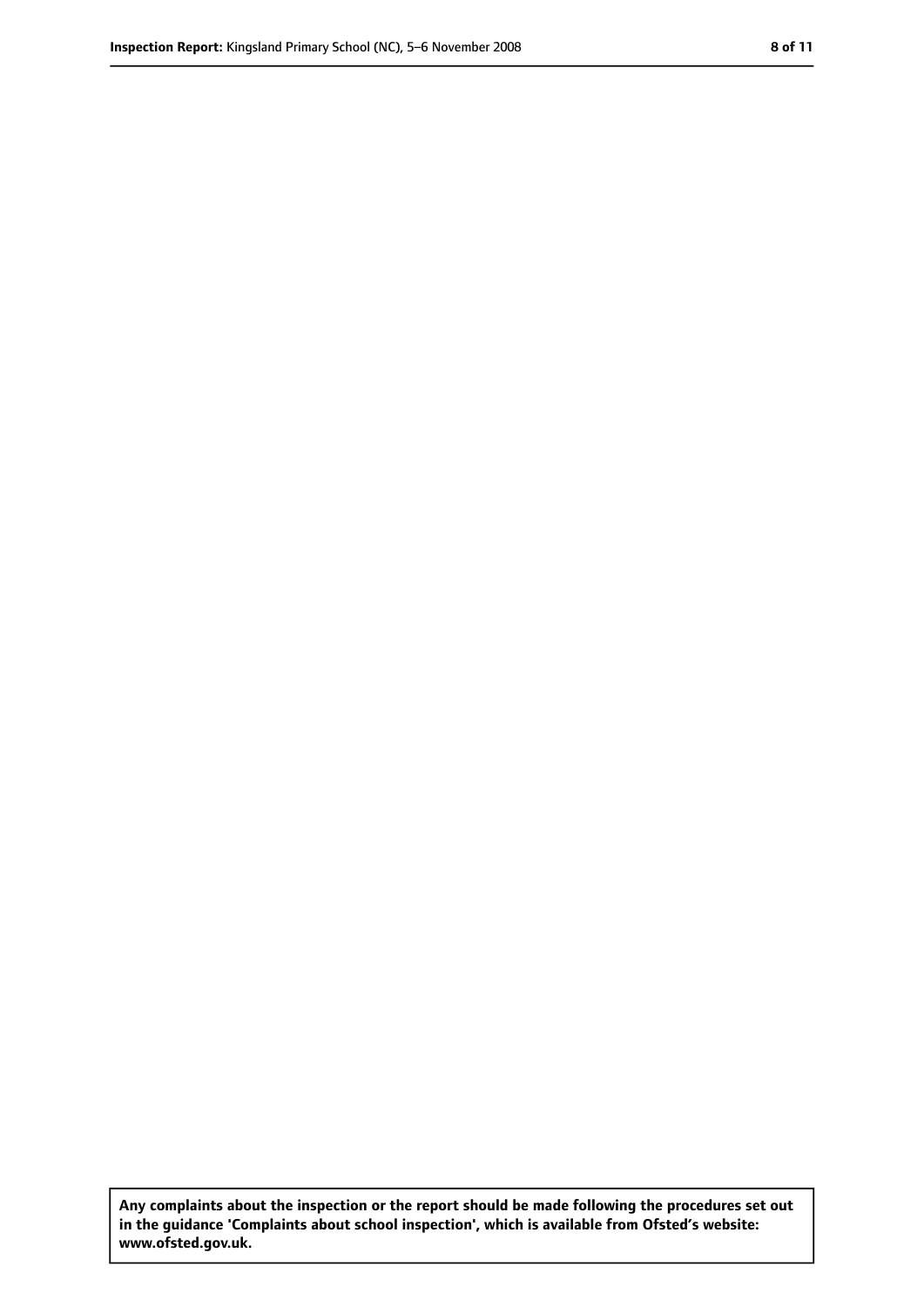**Any complaints about the inspection or the report should be made following the procedures set out in the guidance 'Complaints about school inspection', which is available from Ofsted's website: www.ofsted.gov.uk.**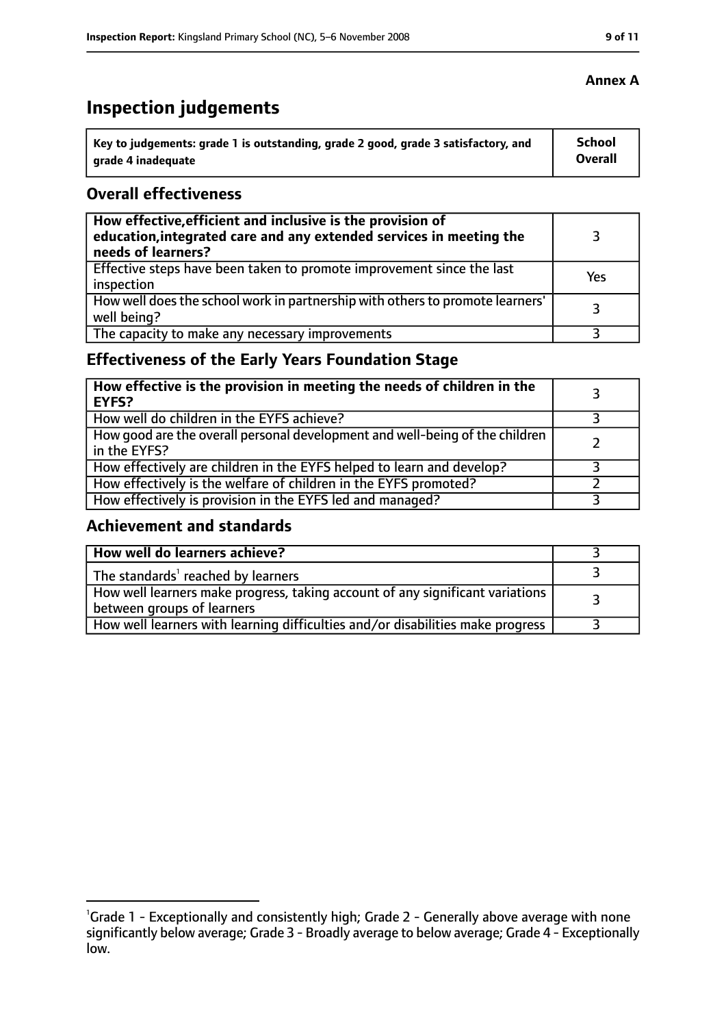**Annex A**

# Inspection judgements

| Key to judgements: grade 1 is outstanding, grade 2 good, grade 3 satisfactory, and grade 4 inadequate | School Overall |
|---|---|

## Overall effectiveness

| | |
|---|---|
| **How effective, efficient and inclusive is the provision of education, integrated care and any extended services in meeting the needs of learners?** | 3 |
| Effective steps have been taken to promote improvement since the last inspection | Yes |
| How well does the school work in partnership with others to promote learners' well being? | 3 |
| The capacity to make any necessary improvements | 3 |

## Effectiveness of the Early Years Foundation Stage

| | |
|---|---|
| **How effective is the provision in meeting the needs of children in the EYFS?** | 3 |
| How well do children in the EYFS achieve? | 3 |
| How good are the overall personal development and well-being of the children in the EYFS? | 2 |
| How effectively are children in the EYFS helped to learn and develop? | 3 |
| How effectively is the welfare of children in the EYFS promoted? | 2 |
| How effectively is provision in the EYFS led and managed? | 3 |

## Achievement and standards

| | |
|---|---|
| **How well do learners achieve?** | 3 |
| The standards[1] reached by learners | 3 |
| How well learners make progress, taking account of any significant variations between groups of learners | 3 |
| How well learners with learning difficulties and/or disabilities make progress | 3 |

[1]Grade 1 - Exceptionally and consistently high; Grade 2 - Generally above average with none significantly below average; Grade 3 - Broadly average to below average; Grade 4 - Exceptionally low.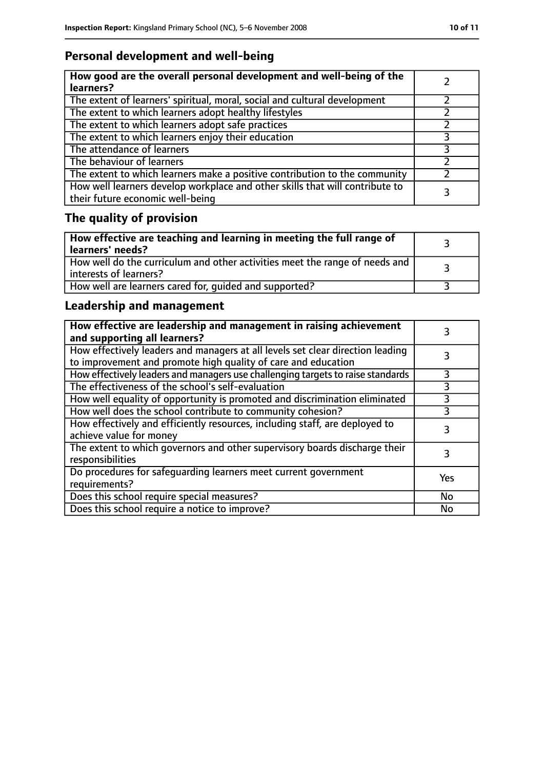## Personal development and well-being

| | |
|---|---|
| **How good are the overall personal development and well-being of the learners?** | 2 |
| The extent of learners' spiritual, moral, social and cultural development | 2 |
| The extent to which learners adopt healthy lifestyles | 2 |
| The extent to which learners adopt safe practices | 2 |
| The extent to which learners enjoy their education | 3 |
| The attendance of learners | 3 |
| The behaviour of learners | 2 |
| The extent to which learners make a positive contribution to the community | 2 |
| How well learners develop workplace and other skills that will contribute to their future economic well-being | 3 |

## The quality of provision

| | |
|---|---|
| **How effective are teaching and learning in meeting the full range of learners' needs?** | 3 |
| How well do the curriculum and other activities meet the range of needs and interests of learners? | 3 |
| How well are learners cared for, guided and supported? | 3 |

## Leadership and management

| | |
|---|---|
| **How effective are leadership and management in raising achievement and supporting all learners?** | 3 |
| How effectively leaders and managers at all levels set clear direction leading to improvement and promote high quality of care and education | 3 |
| How effectively leaders and managers use challenging targets to raise standards | 3 |
| The effectiveness of the school's self-evaluation | 3 |
| How well equality of opportunity is promoted and discrimination eliminated | 3 |
| How well does the school contribute to community cohesion? | 3 |
| How effectively and efficiently resources, including staff, are deployed to achieve value for money | 3 |
| The extent to which governors and other supervisory boards discharge their responsibilities | 3 |
| Do procedures for safeguarding learners meet current government requirements? | Yes |
| Does this school require special measures? | No |
| Does this school require a notice to improve? | No |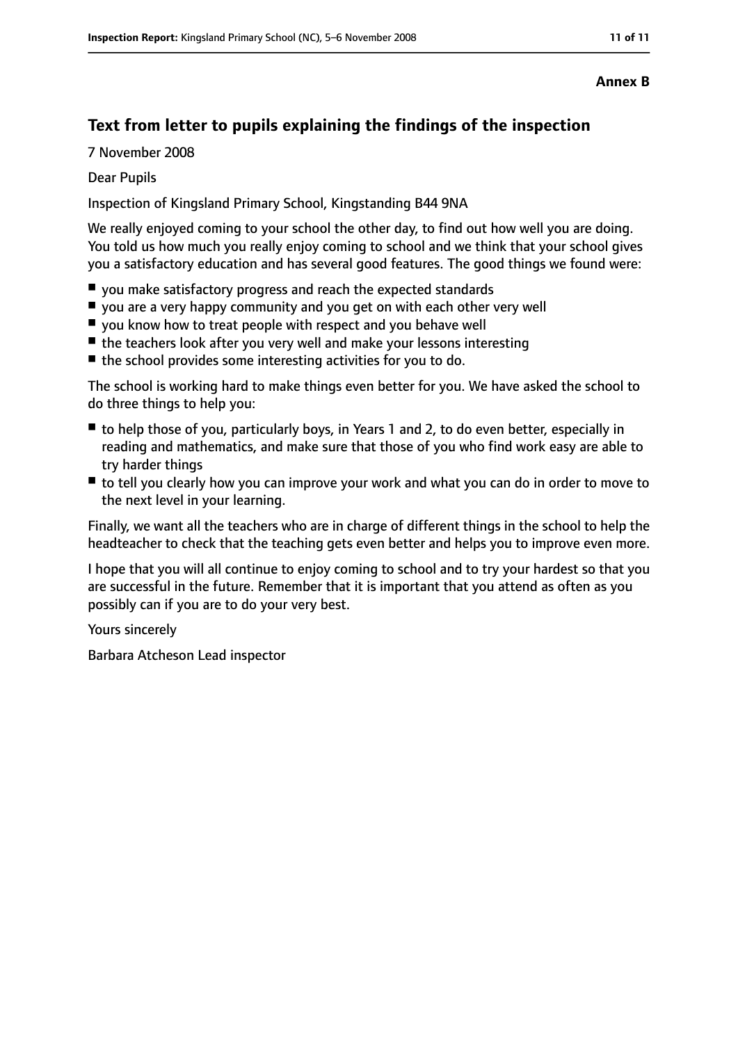**Annex B**

## Text from letter to pupils explaining the findings of the inspection

7 November 2008

Dear Pupils

Inspection of Kingsland Primary School, Kingstanding B44 9NA

We really enjoyed coming to your school the other day, to find out how well you are doing. You told us how much you really enjoy coming to school and we think that your school gives you a satisfactory education and has several good features. The good things we found were:

- you make satisfactory progress and reach the expected standards
- you are a very happy community and you get on with each other very well
- you know how to treat people with respect and you behave well
- the teachers look after you very well and make your lessons interesting
- the school provides some interesting activities for you to do.

The school is working hard to make things even better for you. We have asked the school to do three things to help you:

- to help those of you, particularly boys, in Years 1 and 2, to do even better, especially in reading and mathematics, and make sure that those of you who find work easy are able to try harder things
- to tell you clearly how you can improve your work and what you can do in order to move to the next level in your learning.

Finally, we want all the teachers who are in charge of different things in the school to help the headteacher to check that the teaching gets even better and helps you to improve even more.

I hope that you will all continue to enjoy coming to school and to try your hardest so that you are successful in the future. Remember that it is important that you attend as often as you possibly can if you are to do your very best.

Yours sincerely

Barbara Atcheson Lead inspector